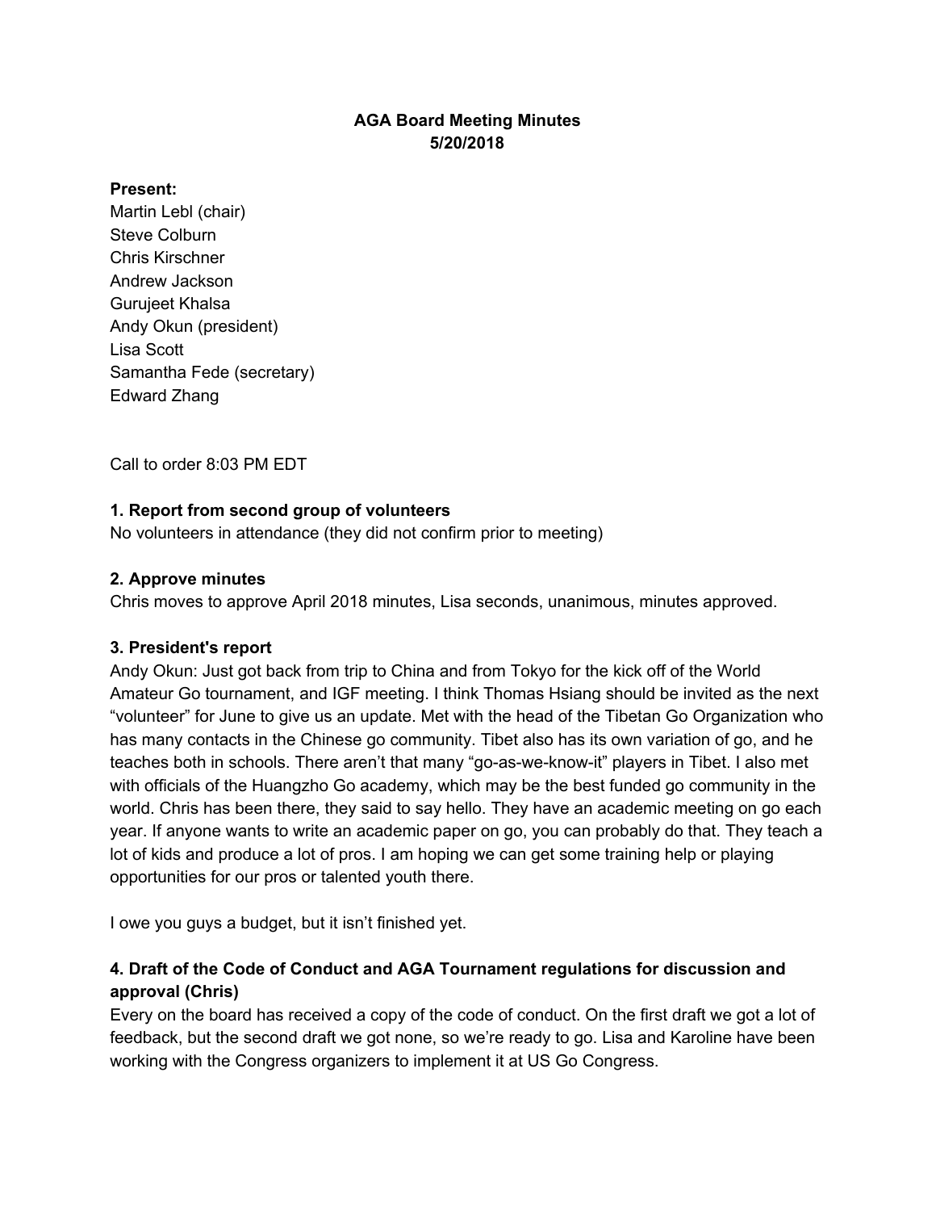**AGA Board Meeting Minutes**
**5/20/2018**

**Present:**
Martin Lebl (chair)
Steve Colburn
Chris Kirschner
Andrew Jackson
Gurujeet Khalsa
Andy Okun (president)
Lisa Scott
Samantha Fede (secretary)
Edward Zhang

Call to order 8:03 PM EDT

### 1. Report from second group of volunteers

No volunteers in attendance (they did not confirm prior to meeting)

### 2. Approve minutes

Chris moves to approve April 2018 minutes, Lisa seconds, unanimous, minutes approved.

### 3. President's report

Andy Okun: Just got back from trip to China and from Tokyo for the kick off of the World Amateur Go tournament, and IGF meeting. I think Thomas Hsiang should be invited as the next "volunteer" for June to give us an update. Met with the head of the Tibetan Go Organization who has many contacts in the Chinese go community. Tibet also has its own variation of go, and he teaches both in schools. There aren't that many "go-as-we-know-it" players in Tibet. I also met with officials of the Huangzho Go academy, which may be the best funded go community in the world. Chris has been there, they said to say hello. They have an academic meeting on go each year. If anyone wants to write an academic paper on go, you can probably do that. They teach a lot of kids and produce a lot of pros. I am hoping we can get some training help or playing opportunities for our pros or talented youth there.

I owe you guys a budget, but it isn't finished yet.

### 4. Draft of the Code of Conduct and AGA Tournament regulations for discussion and approval (Chris)

Every on the board has received a copy of the code of conduct. On the first draft we got a lot of feedback, but the second draft we got none, so we're ready to go. Lisa and Karoline have been working with the Congress organizers to implement it at US Go Congress.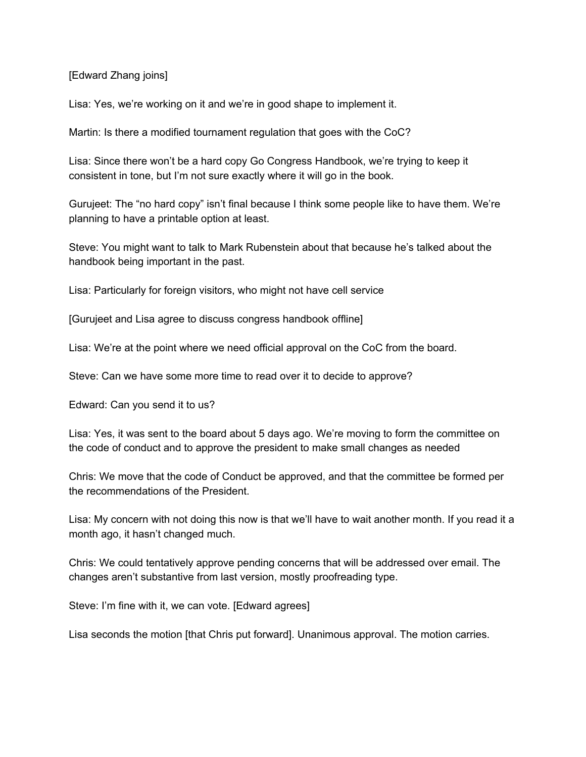[Edward Zhang joins]

Lisa: Yes, we’re working on it and we’re in good shape to implement it.

Martin: Is there a modified tournament regulation that goes with the CoC?

Lisa: Since there won’t be a hard copy Go Congress Handbook, we’re trying to keep it consistent in tone, but I’m not sure exactly where it will go in the book.

Gurujeet: The “no hard copy” isn’t final because I think some people like to have them. We’re planning to have a printable option at least.

Steve: You might want to talk to Mark Rubenstein about that because he’s talked about the handbook being important in the past.

Lisa: Particularly for foreign visitors, who might not have cell service

[Gurujeet and Lisa agree to discuss congress handbook offline]

Lisa: We’re at the point where we need official approval on the CoC from the board.

Steve: Can we have some more time to read over it to decide to approve?

Edward: Can you send it to us?

Lisa: Yes, it was sent to the board about 5 days ago. We’re moving to form the committee on the code of conduct and to approve the president to make small changes as needed

Chris: We move that the code of Conduct be approved, and that the committee be formed per the recommendations of the President.

Lisa: My concern with not doing this now is that we’ll have to wait another month. If you read it a month ago, it hasn’t changed much.

Chris: We could tentatively approve pending concerns that will be addressed over email. The changes aren’t substantive from last version, mostly proofreading type.

Steve: I’m fine with it, we can vote. [Edward agrees]

Lisa seconds the motion [that Chris put forward]. Unanimous approval. The motion carries.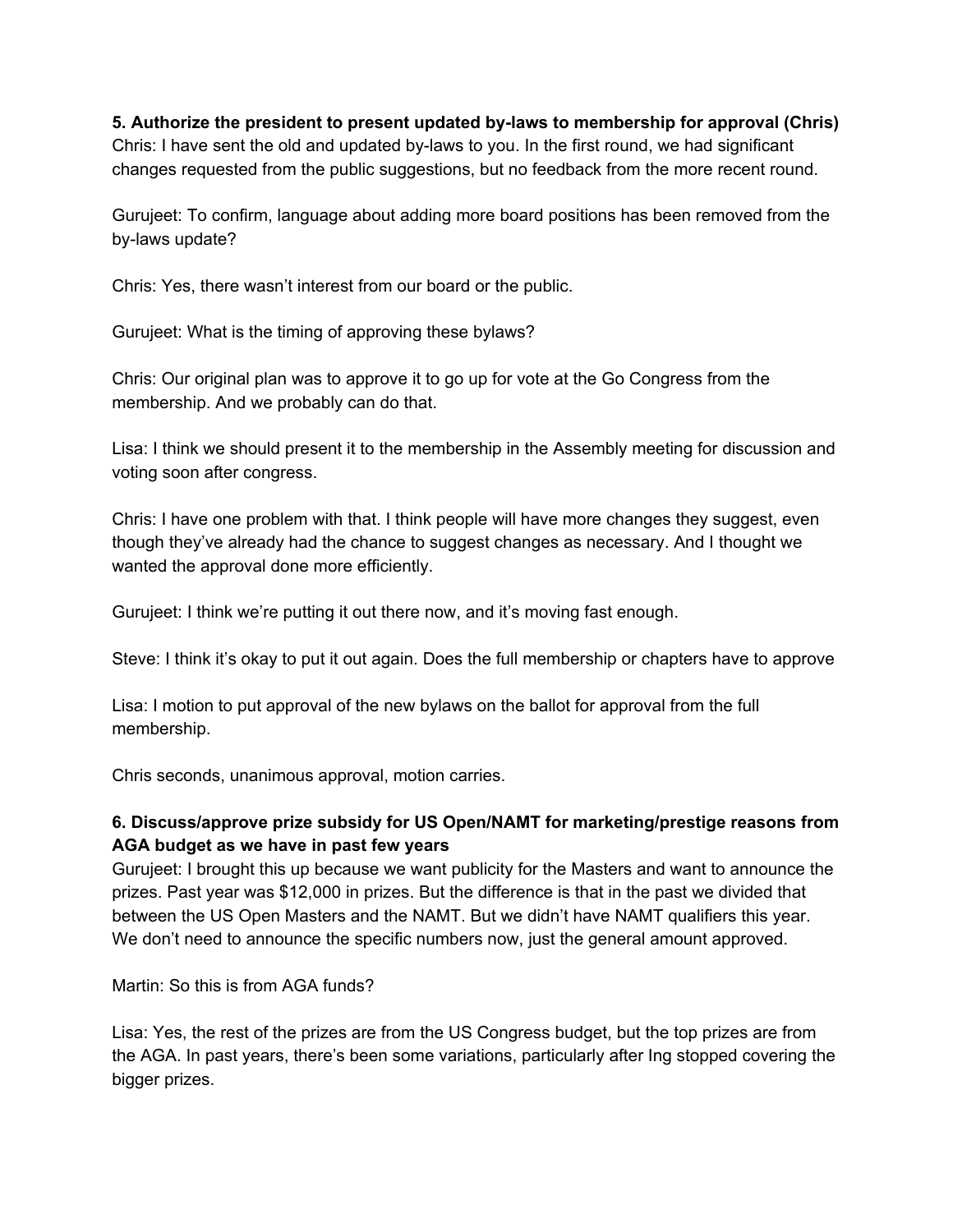**5. Authorize the president to present updated by-laws to membership for approval (Chris)**
Chris: I have sent the old and updated by-laws to you. In the first round, we had significant changes requested from the public suggestions, but no feedback from the more recent round.

Gurujeet: To confirm, language about adding more board positions has been removed from the by-laws update?

Chris: Yes, there wasn't interest from our board or the public.

Gurujeet: What is the timing of approving these bylaws?

Chris: Our original plan was to approve it to go up for vote at the Go Congress from the membership. And we probably can do that.

Lisa: I think we should present it to the membership in the Assembly meeting for discussion and voting soon after congress.

Chris: I have one problem with that. I think people will have more changes they suggest, even though they've already had the chance to suggest changes as necessary. And I thought we wanted the approval done more efficiently.

Gurujeet: I think we're putting it out there now, and it's moving fast enough.

Steve: I think it's okay to put it out again. Does the full membership or chapters have to approve

Lisa: I motion to put approval of the new bylaws on the ballot for approval from the full membership.

Chris seconds, unanimous approval, motion carries.

**6. Discuss/approve prize subsidy for US Open/NAMT for marketing/prestige reasons from AGA budget as we have in past few years**
Gurujeet: I brought this up because we want publicity for the Masters and want to announce the prizes. Past year was $12,000 in prizes. But the difference is that in the past we divided that between the US Open Masters and the NAMT. But we didn't have NAMT qualifiers this year. We don't need to announce the specific numbers now, just the general amount approved.

Martin: So this is from AGA funds?

Lisa: Yes, the rest of the prizes are from the US Congress budget, but the top prizes are from the AGA. In past years, there's been some variations, particularly after Ing stopped covering the bigger prizes.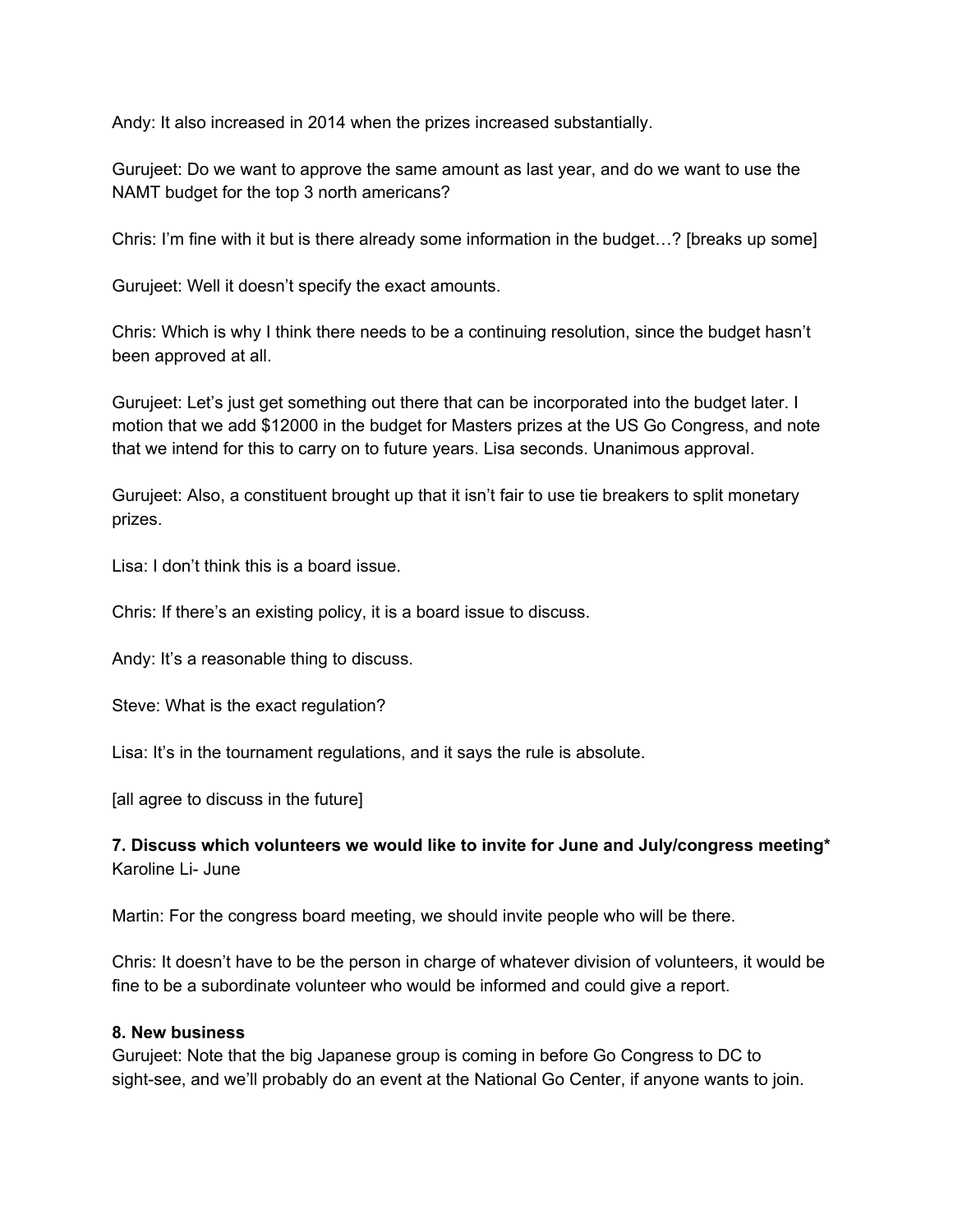Andy: It also increased in 2014 when the prizes increased substantially.

Gurujeet: Do we want to approve the same amount as last year, and do we want to use the NAMT budget for the top 3 north americans?

Chris: I'm fine with it but is there already some information in the budget…? [breaks up some]

Gurujeet: Well it doesn't specify the exact amounts.

Chris: Which is why I think there needs to be a continuing resolution, since the budget hasn't been approved at all.

Gurujeet: Let's just get something out there that can be incorporated into the budget later. I motion that we add $12000 in the budget for Masters prizes at the US Go Congress, and note that we intend for this to carry on to future years. Lisa seconds. Unanimous approval.

Gurujeet: Also, a constituent brought up that it isn't fair to use tie breakers to split monetary prizes.

Lisa: I don't think this is a board issue.

Chris: If there's an existing policy, it is a board issue to discuss.

Andy: It's a reasonable thing to discuss.

Steve: What is the exact regulation?

Lisa: It's in the tournament regulations, and it says the rule is absolute.

[all agree to discuss in the future]

**7. Discuss which volunteers we would like to invite for June and July/congress meeting***

Karoline Li- June

Martin: For the congress board meeting, we should invite people who will be there.

Chris: It doesn't have to be the person in charge of whatever division of volunteers, it would be fine to be a subordinate volunteer who would be informed and could give a report.

**8. New business**

Gurujeet: Note that the big Japanese group is coming in before Go Congress to DC to sight-see, and we'll probably do an event at the National Go Center, if anyone wants to join.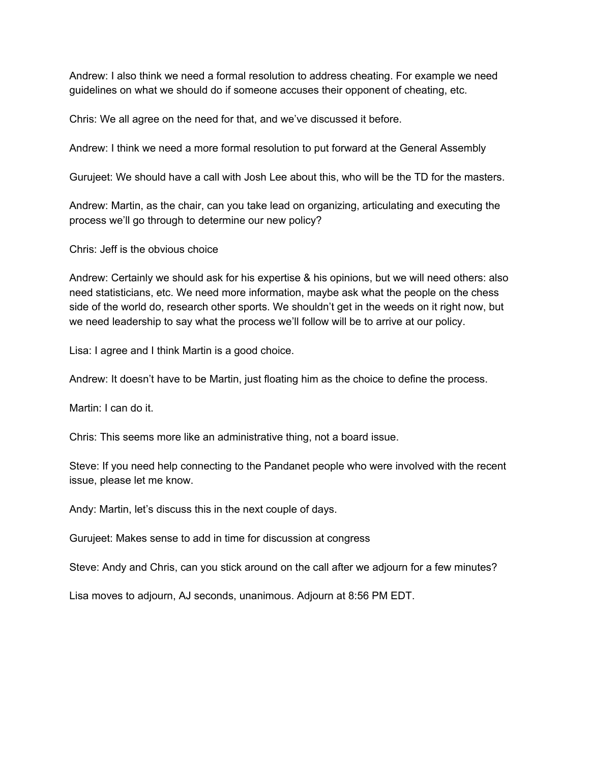Andrew: I also think we need a formal resolution to address cheating. For example we need guidelines on what we should do if someone accuses their opponent of cheating, etc.

Chris: We all agree on the need for that, and we've discussed it before.

Andrew: I think we need a more formal resolution to put forward at the General Assembly

Gurujeet: We should have a call with Josh Lee about this, who will be the TD for the masters.

Andrew: Martin, as the chair, can you take lead on organizing, articulating and executing the process we'll go through to determine our new policy?

Chris: Jeff is the obvious choice

Andrew: Certainly we should ask for his expertise & his opinions, but we will need others: also need statisticians, etc. We need more information, maybe ask what the people on the chess side of the world do, research other sports. We shouldn't get in the weeds on it right now, but we need leadership to say what the process we'll follow will be to arrive at our policy.

Lisa: I agree and I think Martin is a good choice.

Andrew: It doesn't have to be Martin, just floating him as the choice to define the process.

Martin: I can do it.

Chris: This seems more like an administrative thing, not a board issue.

Steve: If you need help connecting to the Pandanet people who were involved with the recent issue, please let me know.

Andy: Martin, let's discuss this in the next couple of days.

Gurujeet: Makes sense to add in time for discussion at congress

Steve: Andy and Chris, can you stick around on the call after we adjourn for a few minutes?

Lisa moves to adjourn, AJ seconds, unanimous. Adjourn at 8:56 PM EDT.